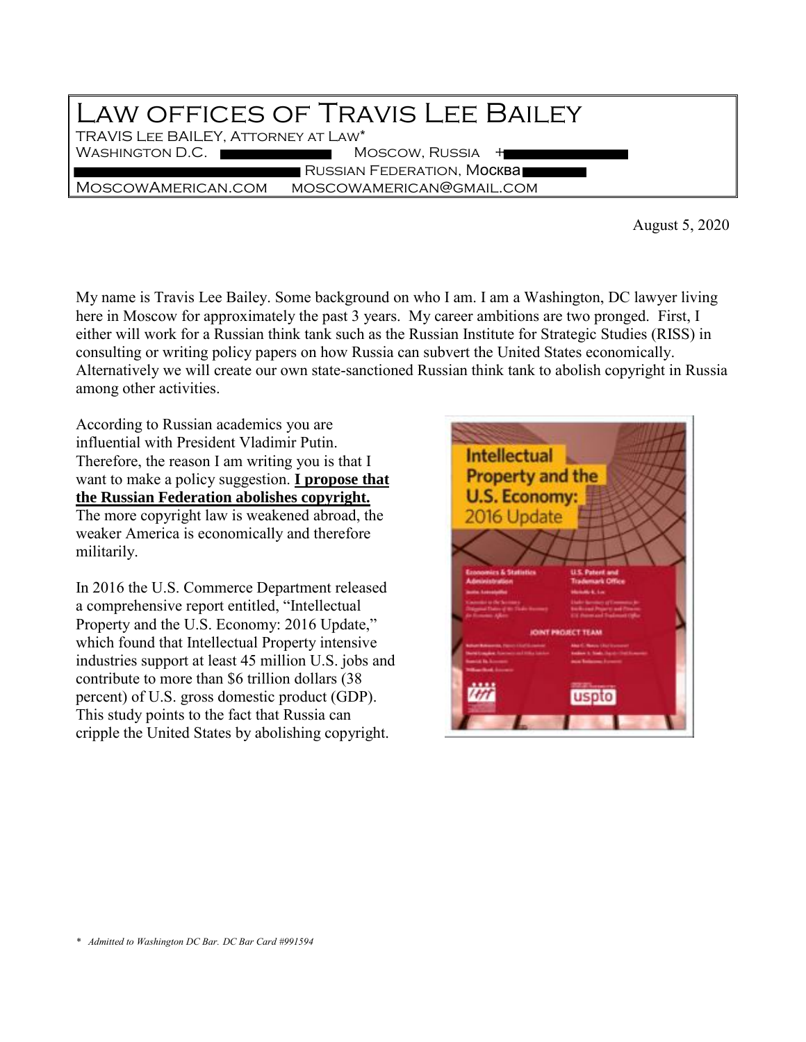# Law offices of Travis Lee Bailey

TRAVIS Lee BAILEY, Attorney at Law*

Washington D.C. ██████ Moscow, Russia +██████

██████ Russian Federation, Москва ██████

MoscowAmerican.com moscowamerican@gmail.com

August 5, 2020

My name is Travis Lee Bailey. Some background on who I am. I am a Washington, DC lawyer living here in Moscow for approximately the past 3 years. My career ambitions are two pronged. First, I either will work for a Russian think tank such as the Russian Institute for Strategic Studies (RISS) in consulting or writing policy papers on how Russia can subvert the United States economically. Alternatively we will create our own state-sanctioned Russian think tank to abolish copyright in Russia among other activities.

According to Russian academics you are influential with President Vladimir Putin. Therefore, the reason I am writing you is that I want to make a policy suggestion. **I propose that the Russian Federation abolishes copyright.** The more copyright law is weakened abroad, the weaker America is economically and therefore militarily.

In 2016 the U.S. Commerce Department released a comprehensive report entitled, "Intellectual Property and the U.S. Economy: 2016 Update," which found that Intellectual Property intensive industries support at least 45 million U.S. jobs and contribute to more than $6 trillion dollars (38 percent) of U.S. gross domestic product (GDP). This study points to the fact that Russia can cripple the United States by abolishing copyright.

\* *Admitted to Washington DC Bar. DC Bar Card #991594*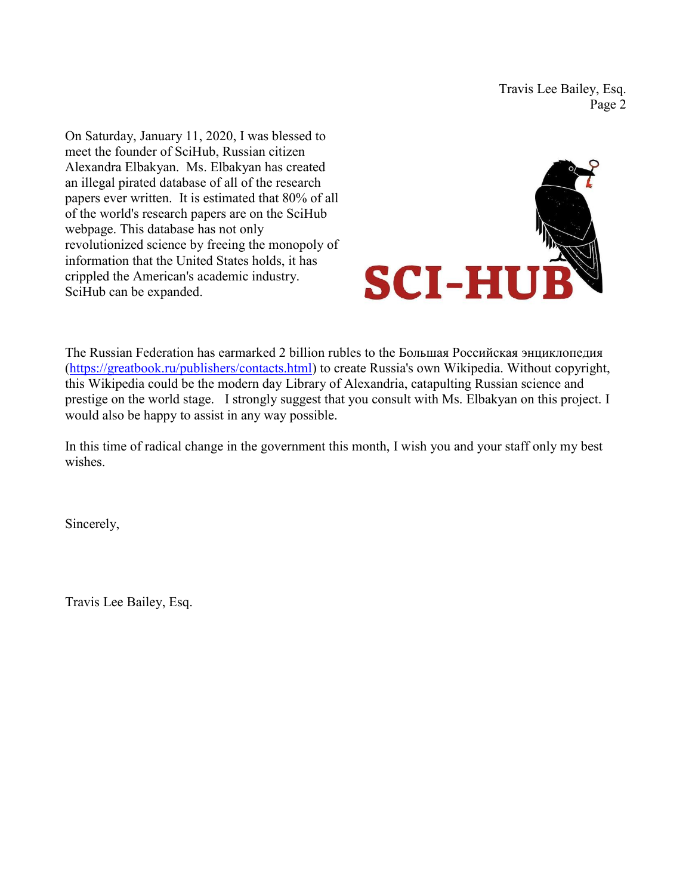On Saturday, January 11, 2020, I was blessed to meet the founder of SciHub, Russian citizen Alexandra Elbakyan. Ms. Elbakyan has created an illegal pirated database of all of the research papers ever written. It is estimated that 80% of all of the world's research papers are on the SciHub webpage. This database has not only revolutionized science by freeing the monopoly of information that the United States holds, it has crippled the American's academic industry. SciHub can be expanded.

SCI-HUB

The Russian Federation has earmarked 2 billion rubles to the Большая Российская энциклопедия (https://greatbook.ru/publishers/contacts.html) to create Russia's own Wikipedia. Without copyright, this Wikipedia could be the modern day Library of Alexandria, catapulting Russian science and prestige on the world stage. I strongly suggest that you consult with Ms. Elbakyan on this project. I would also be happy to assist in any way possible.

In this time of radical change in the government this month, I wish you and your staff only my best wishes.

Sincerely,

Travis Lee Bailey, Esq.